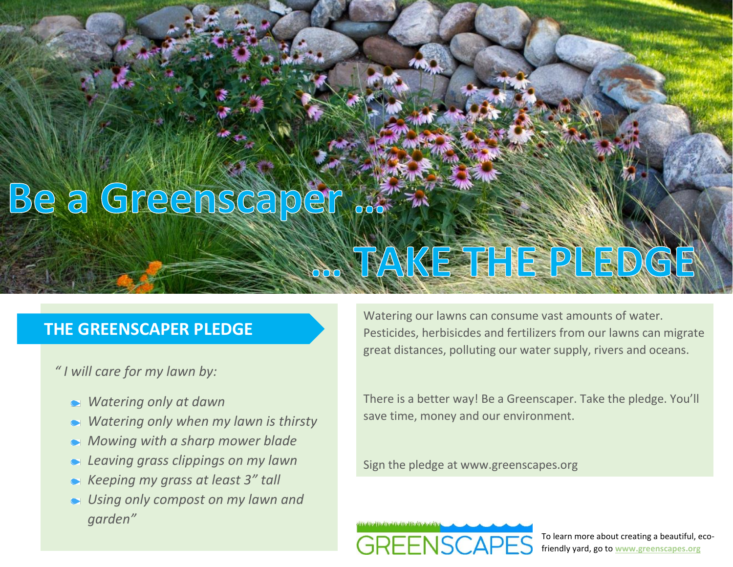# Be a Greenscaper ...

# ... TAKE THE PLEDGE

## THE GREENSCAPER PLEDGE

*" I will care for my lawn by:*

- *Watering only at dawn*
- *Watering only when my lawn is thirsty*
- *Mowing with a sharp mower blade*
- *Leaving grass clippings on my lawn*
- *Keeping my grass at least 3" tall*
- *Using only compost on my lawn and garden"*

Watering our lawns can consume vast amounts of water. Pesticides, herbisicdes and fertilizers from our lawns can migrate great distances, polluting our water supply, rivers and oceans.

There is a better way! Be a Greenscaper. Take the pledge. You'll save time, money and our environment.

Sign the pledge at www.greenscapes.org

GREENSCAPES

To learn more about creating a beautiful, eco-friendly yard, go to **www.greenscapes.org**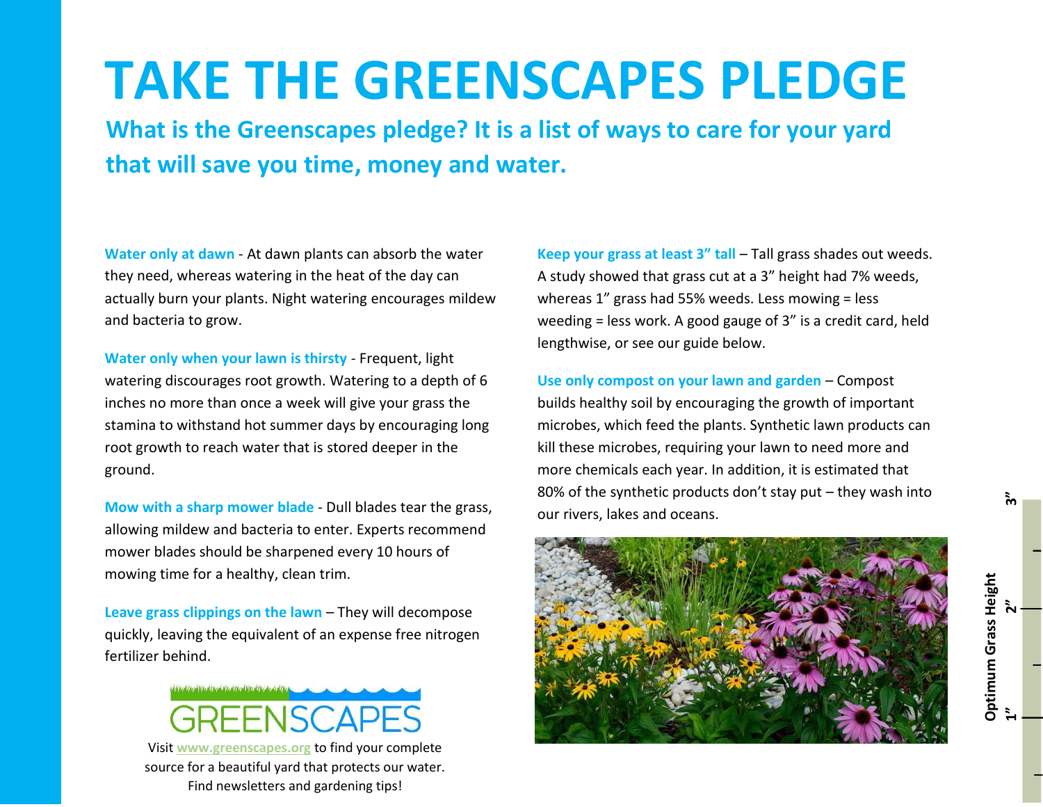# TAKE THE GREENSCAPES PLEDGE

## What is the Greenscapes pledge? It is a list of ways to care for your yard that will save you time, money and water.

**Water only at dawn** - At dawn plants can absorb the water they need, whereas watering in the heat of the day can actually burn your plants. Night watering encourages mildew and bacteria to grow.

**Water only when your lawn is thirsty** - Frequent, light watering discourages root growth. Watering to a depth of 6 inches no more than once a week will give your grass the stamina to withstand hot summer days by encouraging long root growth to reach water that is stored deeper in the ground.

**Mow with a sharp mower blade** - Dull blades tear the grass, allowing mildew and bacteria to enter. Experts recommend mower blades should be sharpened every 10 hours of mowing time for a healthy, clean trim.

**Leave grass clippings on the lawn** – They will decompose quickly, leaving the equivalent of an expense free nitrogen fertilizer behind.

GREENSCAPES

Visit www.greenscapes.org to find your complete source for a beautiful yard that protects our water. Find newsletters and gardening tips!

**Keep your grass at least 3" tall** – Tall grass shades out weeds. A study showed that grass cut at a 3" height had 7% weeds, whereas 1" grass had 55% weeds. Less mowing = less weeding = less work. A good gauge of 3" is a credit card, held lengthwise, or see our guide below.

**Use only compost on your lawn and garden** – Compost builds healthy soil by encouraging the growth of important microbes, which feed the plants. Synthetic lawn products can kill these microbes, requiring your lawn to need more and more chemicals each year. In addition, it is estimated that 80% of the synthetic products don't stay put – they wash into our rivers, lakes and oceans.

Optimum Grass Height

3"

2"

1"